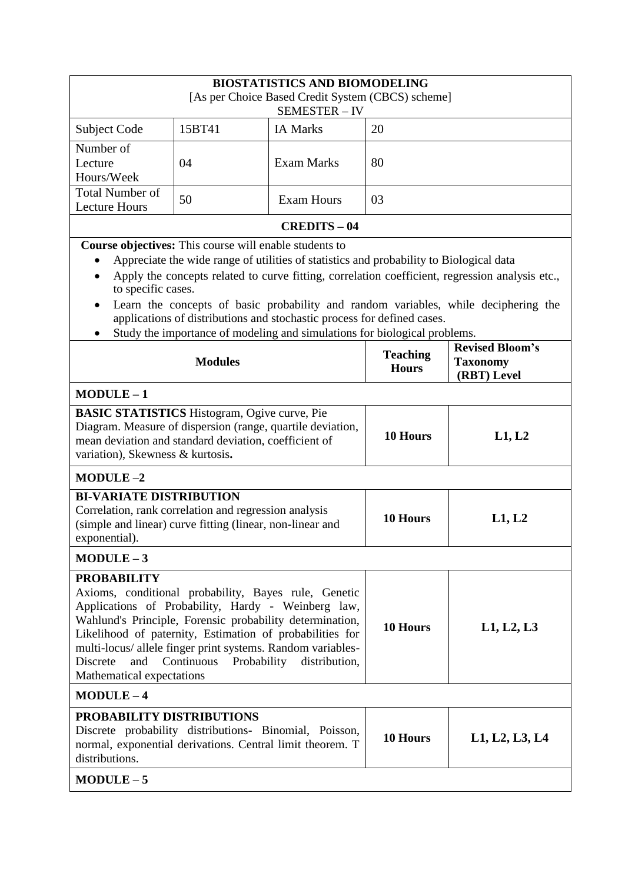# BIOSTATISTICS AND BIOMODELING

[As per Choice Based Credit System (CBCS) scheme]

SEMESTER – IV

| Subject Code | 15BT41 | IA Marks | 20 |
|---|---|---|---|
| Number of Lecture Hours/Week | 04 | Exam Marks | 80 |
| Total Number of Lecture Hours | 50 | Exam Hours | 03 |

**CREDITS – 04**

**Course objectives:** This course will enable students to

- Appreciate the wide range of utilities of statistics and probability to Biological data
- Apply the concepts related to curve fitting, correlation coefficient, regression analysis etc., to specific cases.
- Learn the concepts of basic probability and random variables, while deciphering the applications of distributions and stochastic process for defined cases.
- Study the importance of modeling and simulations for biological problems.

| Modules | Teaching Hours | Revised Bloom's Taxonomy (RBT) Level |
|---|---|---|
| **MODULE – 1** | | |
| **BASIC STATISTICS** Histogram, Ogive curve, Pie Diagram. Measure of dispersion (range, quartile deviation, mean deviation and standard deviation, coefficient of variation), Skewness & kurtosis**.** | **10 Hours** | **L1, L2** |
| **MODULE –2** | | |
| **BI-VARIATE DISTRIBUTION** Correlation, rank correlation and regression analysis (simple and linear) curve fitting (linear, non-linear and exponential). | **10 Hours** | **L1, L2** |
| **MODULE – 3** | | |
| **PROBABILITY** Axioms, conditional probability, Bayes rule, Genetic Applications of Probability, Hardy - Weinberg law, Wahlund's Principle, Forensic probability determination, Likelihood of paternity, Estimation of probabilities for multi-locus/ allele finger print systems. Random variables- Discrete and Continuous Probability distribution, Mathematical expectations | **10 Hours** | **L1, L2, L3** |
| **MODULE – 4** | | |
| **PROBABILITY DISTRIBUTIONS** Discrete probability distributions- Binomial, Poisson, normal, exponential derivations. Central limit theorem. T distributions. | **10 Hours** | **L1, L2, L3, L4** |
| **MODULE – 5** | | |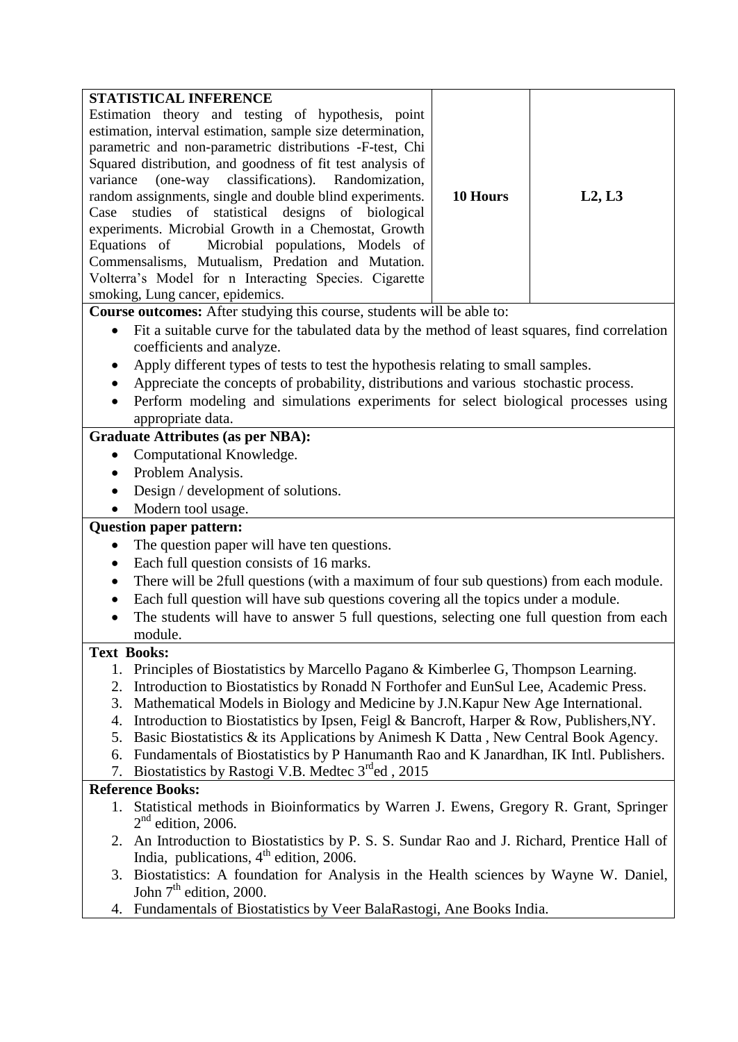| **STATISTICAL INFERENCE** Estimation theory and testing of hypothesis, point estimation, interval estimation, sample size determination, parametric and non-parametric distributions -F-test, Chi Squared distribution, and goodness of fit test analysis of variance (one-way classifications). Randomization, random assignments, single and double blind experiments. Case studies of statistical designs of biological experiments. Microbial Growth in a Chemostat, Growth Equations of Microbial populations, Models of Commensalisms, Mutualism, Predation and Mutation. Volterra's Model for n Interacting Species. Cigarette smoking, Lung cancer, epidemics. | **10 Hours** | **L2, L3** |
|---|---|---|

**Course outcomes:** After studying this course, students will be able to:

- Fit a suitable curve for the tabulated data by the method of least squares, find correlation coefficients and analyze.
- Apply different types of tests to test the hypothesis relating to small samples.
- Appreciate the concepts of probability, distributions and various stochastic process.
- Perform modeling and simulations experiments for select biological processes using appropriate data.

**Graduate Attributes (as per NBA):**

- Computational Knowledge.
- Problem Analysis.
- Design / development of solutions.
- Modern tool usage.

**Question paper pattern:**

- The question paper will have ten questions.
- Each full question consists of 16 marks.
- There will be 2full questions (with a maximum of four sub questions) from each module.
- Each full question will have sub questions covering all the topics under a module.
- The students will have to answer 5 full questions, selecting one full question from each module.

**Text Books:**

1. Principles of Biostatistics by Marcello Pagano & Kimberlee G, Thompson Learning.
2. Introduction to Biostatistics by Ronadd N Forthofer and EunSul Lee, Academic Press.
3. Mathematical Models in Biology and Medicine by J.N.Kapur New Age International.
4. Introduction to Biostatistics by Ipsen, Feigl & Bancroft, Harper & Row, Publishers,NY.
5. Basic Biostatistics & its Applications by Animesh K Datta , New Central Book Agency.
6. Fundamentals of Biostatistics by P Hanumanth Rao and K Janardhan, IK Intl. Publishers.
7. Biostatistics by Rastogi V.B. Medtec 3rd ed , 2015

**Reference Books:**

1. Statistical methods in Bioinformatics by Warren J. Ewens, Gregory R. Grant, Springer 2nd edition, 2006.
2. An Introduction to Biostatistics by P. S. S. Sundar Rao and J. Richard, Prentice Hall of India, publications, 4th edition, 2006.
3. Biostatistics: A foundation for Analysis in the Health sciences by Wayne W. Daniel, John 7th edition, 2000.
4. Fundamentals of Biostatistics by Veer BalaRastogi, Ane Books India.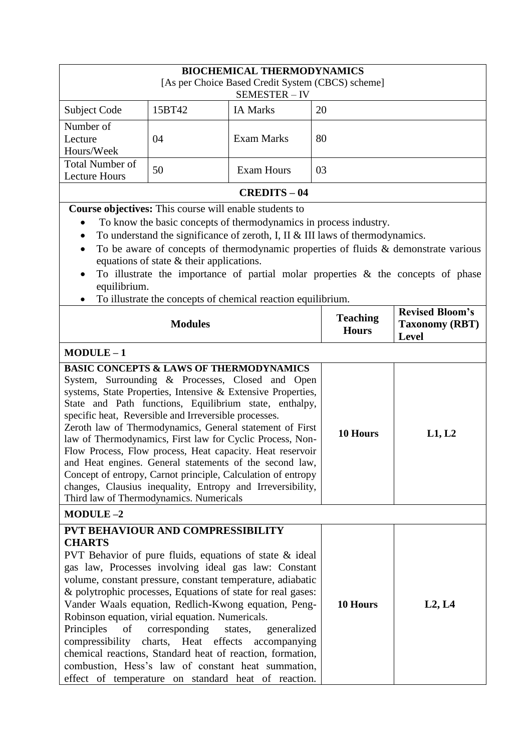| BIOCHEMICAL THERMODYNAMICS<br>[As per Choice Based Credit System (CBCS) scheme]<br>SEMESTER – IV | | | |
|---|---|---|---|
| Subject Code | 15BT42 | IA Marks | 20 |
| Number of Lecture Hours/Week | 04 | Exam Marks | 80 |
| Total Number of Lecture Hours | 50 | Exam Hours | 03 |
| **CREDITS – 04** | | | |

**Course objectives:** This course will enable students to

- To know the basic concepts of thermodynamics in process industry.
- To understand the significance of zeroth, I, II & III laws of thermodynamics.
- To be aware of concepts of thermodynamic properties of fluids & demonstrate various equations of state & their applications.
- To illustrate the importance of partial molar properties & the concepts of phase equilibrium.
- To illustrate the concepts of chemical reaction equilibrium.

| Modules | Teaching Hours | Revised Bloom's Taxonomy (RBT) Level |
|---|---|---|
| **MODULE – 1** | | |
| **BASIC CONCEPTS & LAWS OF THERMODYNAMICS**<br>System, Surrounding & Processes, Closed and Open systems, State Properties, Intensive & Extensive Properties, State and Path functions, Equilibrium state, enthalpy, specific heat, Reversible and Irreversible processes.<br>Zeroth law of Thermodynamics, General statement of First law of Thermodynamics, First law for Cyclic Process, Non-Flow Process, Flow process, Heat capacity. Heat reservoir and Heat engines. General statements of the second law, Concept of entropy, Carnot principle, Calculation of entropy changes, Clausius inequality, Entropy and Irreversibility, Third law of Thermodynamics. Numericals | **10 Hours** | **L1, L2** |
| **MODULE –2** | | |
| **PVT BEHAVIOUR AND COMPRESSIBILITY CHARTS**<br>PVT Behavior of pure fluids, equations of state & ideal gas law, Processes involving ideal gas law: Constant volume, constant pressure, constant temperature, adiabatic & polytrophic processes, Equations of state for real gases: Vander Waals equation, Redlich-Kwong equation, Peng-Robinson equation, virial equation. Numericals.<br>Principles of corresponding states, generalized compressibility charts, Heat effects accompanying chemical reactions, Standard heat of reaction, formation, combustion, Hess's law of constant heat summation, effect of temperature on standard heat of reaction. | **10 Hours** | **L2, L4** |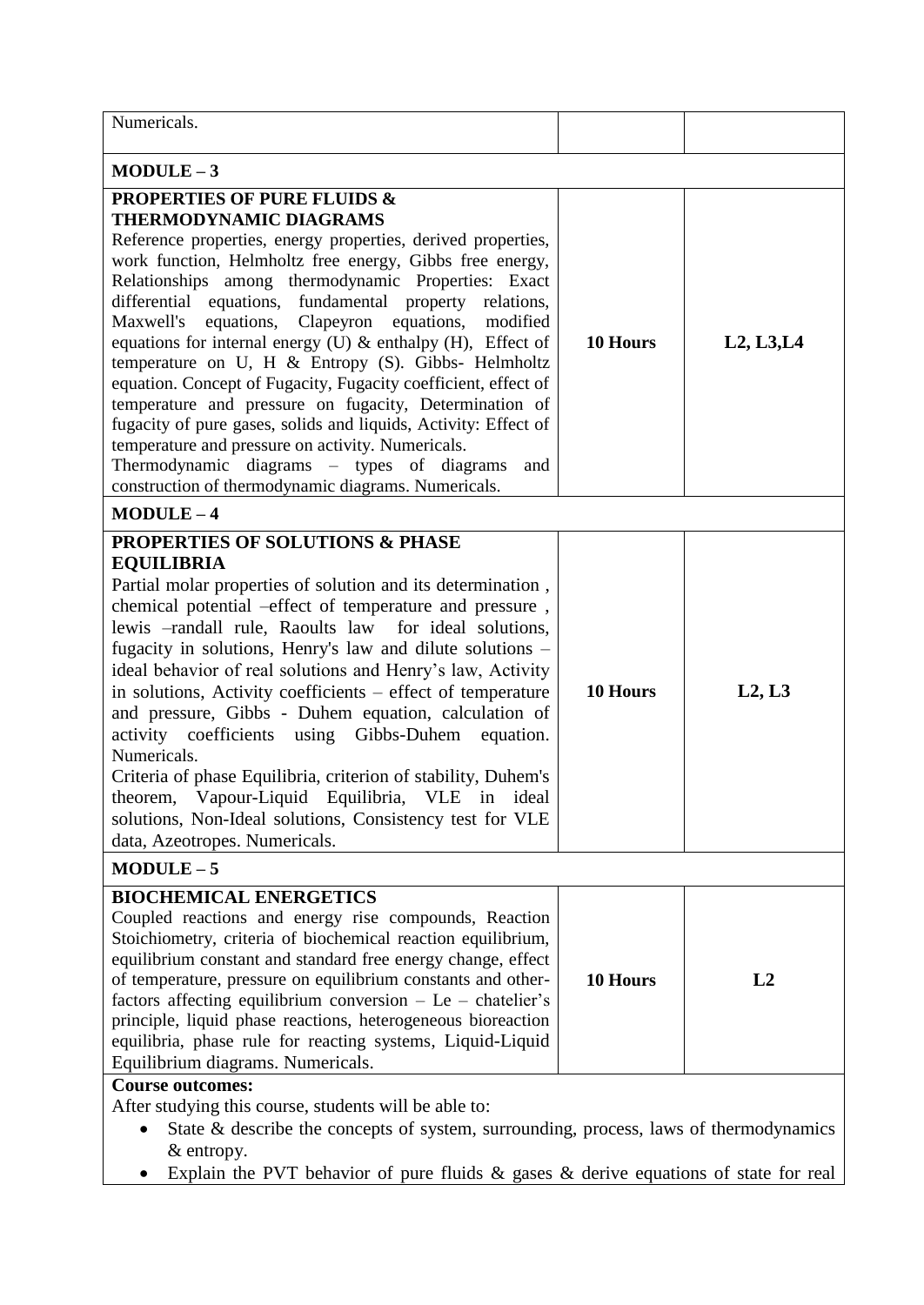| | | |
|---|---|---|
| Numericals. | | |
| **MODULE – 3** | | |
| **PROPERTIES OF PURE FLUIDS & THERMODYNAMIC DIAGRAMS** Reference properties, energy properties, derived properties, work function, Helmholtz free energy, Gibbs free energy, Relationships among thermodynamic Properties: Exact differential equations, fundamental property relations, Maxwell's equations, Clapeyron equations, modified equations for internal energy (U) & enthalpy (H), Effect of temperature on U, H & Entropy (S). Gibbs- Helmholtz equation. Concept of Fugacity, Fugacity coefficient, effect of temperature and pressure on fugacity, Determination of fugacity of pure gases, solids and liquids, Activity: Effect of temperature and pressure on activity. Numericals. Thermodynamic diagrams – types of diagrams and construction of thermodynamic diagrams. Numericals. | **10 Hours** | **L2, L3,L4** |
| **MODULE – 4** | | |
| **PROPERTIES OF SOLUTIONS & PHASE EQUILIBRIA** Partial molar properties of solution and its determination , chemical potential –effect of temperature and pressure , lewis –randall rule, Raoults law for ideal solutions, fugacity in solutions, Henry's law and dilute solutions – ideal behavior of real solutions and Henry's law, Activity in solutions, Activity coefficients – effect of temperature and pressure, Gibbs - Duhem equation, calculation of activity coefficients using Gibbs-Duhem equation. Numericals. Criteria of phase Equilibria, criterion of stability, Duhem's theorem, Vapour-Liquid Equilibria, VLE in ideal solutions, Non-Ideal solutions, Consistency test for VLE data, Azeotropes. Numericals. | **10 Hours** | **L2, L3** |
| **MODULE – 5** | | |
| **BIOCHEMICAL ENERGETICS** Coupled reactions and energy rise compounds, Reaction Stoichiometry, criteria of biochemical reaction equilibrium, equilibrium constant and standard free energy change, effect of temperature, pressure on equilibrium constants and other-factors affecting equilibrium conversion – Le – chatelier's principle, liquid phase reactions, heterogeneous bioreaction equilibria, phase rule for reacting systems, Liquid-Liquid Equilibrium diagrams. Numericals. | **10 Hours** | **L2** |

**Course outcomes:**

After studying this course, students will be able to:

- State & describe the concepts of system, surrounding, process, laws of thermodynamics & entropy.
- Explain the PVT behavior of pure fluids & gases & derive equations of state for real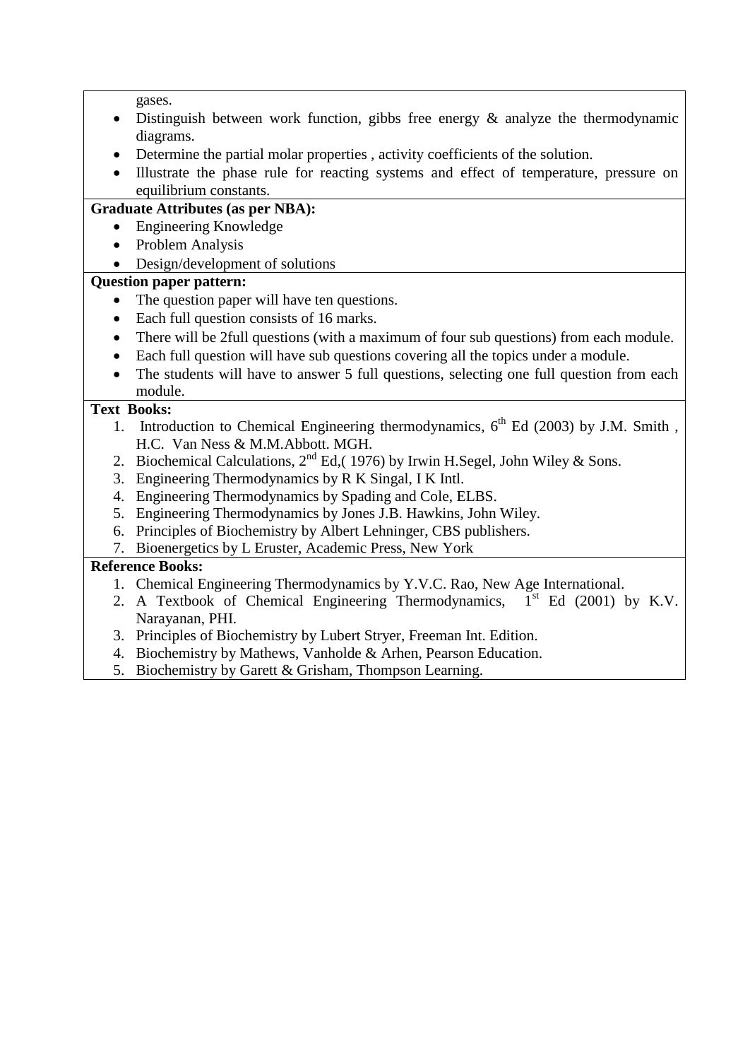gases.

- Distinguish between work function, gibbs free energy & analyze the thermodynamic diagrams.
- Determine the partial molar properties , activity coefficients of the solution.
- Illustrate the phase rule for reacting systems and effect of temperature, pressure on equilibrium constants.

**Graduate Attributes (as per NBA):**

- Engineering Knowledge
- Problem Analysis
- Design/development of solutions

**Question paper pattern:**

- The question paper will have ten questions.
- Each full question consists of 16 marks.
- There will be 2full questions (with a maximum of four sub questions) from each module.
- Each full question will have sub questions covering all the topics under a module.
- The students will have to answer 5 full questions, selecting one full question from each module.

**Text Books:**

1. Introduction to Chemical Engineering thermodynamics, 6th Ed (2003) by J.M. Smith , H.C. Van Ness & M.M.Abbott. MGH.
2. Biochemical Calculations, 2nd Ed,( 1976) by Irwin H.Segel, John Wiley & Sons.
3. Engineering Thermodynamics by R K Singal, I K Intl.
4. Engineering Thermodynamics by Spading and Cole, ELBS.
5. Engineering Thermodynamics by Jones J.B. Hawkins, John Wiley.
6. Principles of Biochemistry by Albert Lehninger, CBS publishers.
7. Bioenergetics by L Eruster, Academic Press, New York

**Reference Books:**

1. Chemical Engineering Thermodynamics by Y.V.C. Rao, New Age International.
2. A Textbook of Chemical Engineering Thermodynamics, 1st Ed (2001) by K.V. Narayanan, PHI.
3. Principles of Biochemistry by Lubert Stryer, Freeman Int. Edition.
4. Biochemistry by Mathews, Vanholde & Arhen, Pearson Education.
5. Biochemistry by Garett & Grisham, Thompson Learning.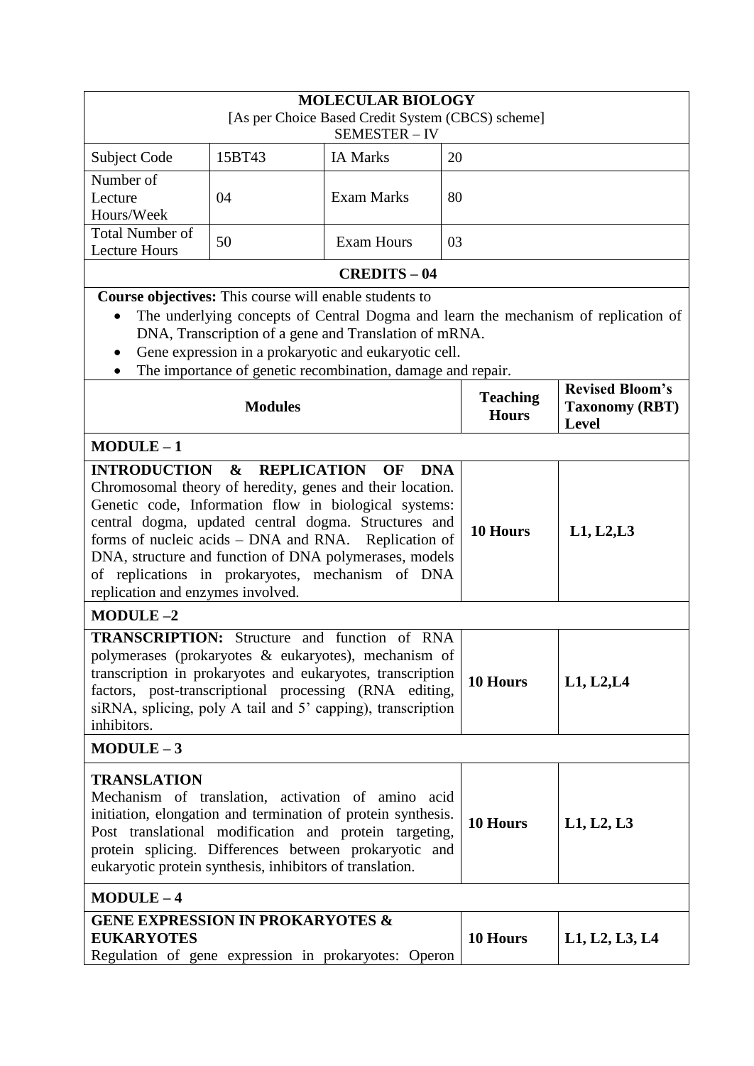**MOLECULAR BIOLOGY**

[As per Choice Based Credit System (CBCS) scheme]

SEMESTER – IV

| Subject Code | 15BT43 | IA Marks | 20 |
|---|---|---|---|
| Number of Lecture Hours/Week | 04 | Exam Marks | 80 |
| Total Number of Lecture Hours | 50 | Exam Hours | 03 |

**CREDITS – 04**

**Course objectives:** This course will enable students to

- The underlying concepts of Central Dogma and learn the mechanism of replication of DNA, Transcription of a gene and Translation of mRNA.
- Gene expression in a prokaryotic and eukaryotic cell.
- The importance of genetic recombination, damage and repair.

| Modules | Teaching Hours | Revised Bloom's Taxonomy (RBT) Level |
|---|---|---|
| **MODULE – 1** | | |
| **INTRODUCTION & REPLICATION OF DNA** Chromosomal theory of heredity, genes and their location. Genetic code, Information flow in biological systems: central dogma, updated central dogma. Structures and forms of nucleic acids – DNA and RNA. Replication of DNA, structure and function of DNA polymerases, models of replications in prokaryotes, mechanism of DNA replication and enzymes involved. | **10 Hours** | **L1, L2,L3** |
| **MODULE –2** | | |
| **TRANSCRIPTION:** Structure and function of RNA polymerases (prokaryotes & eukaryotes), mechanism of transcription in prokaryotes and eukaryotes, transcription factors, post-transcriptional processing (RNA editing, siRNA, splicing, poly A tail and 5' capping), transcription inhibitors. | **10 Hours** | **L1, L2,L4** |
| **MODULE – 3** | | |
| **TRANSLATION** Mechanism of translation, activation of amino acid initiation, elongation and termination of protein synthesis. Post translational modification and protein targeting, protein splicing. Differences between prokaryotic and eukaryotic protein synthesis, inhibitors of translation. | **10 Hours** | **L1, L2, L3** |
| **MODULE – 4** | | |
| **GENE EXPRESSION IN PROKARYOTES & EUKARYOTES** Regulation of gene expression in prokaryotes: Operon | **10 Hours** | **L1, L2, L3, L4** |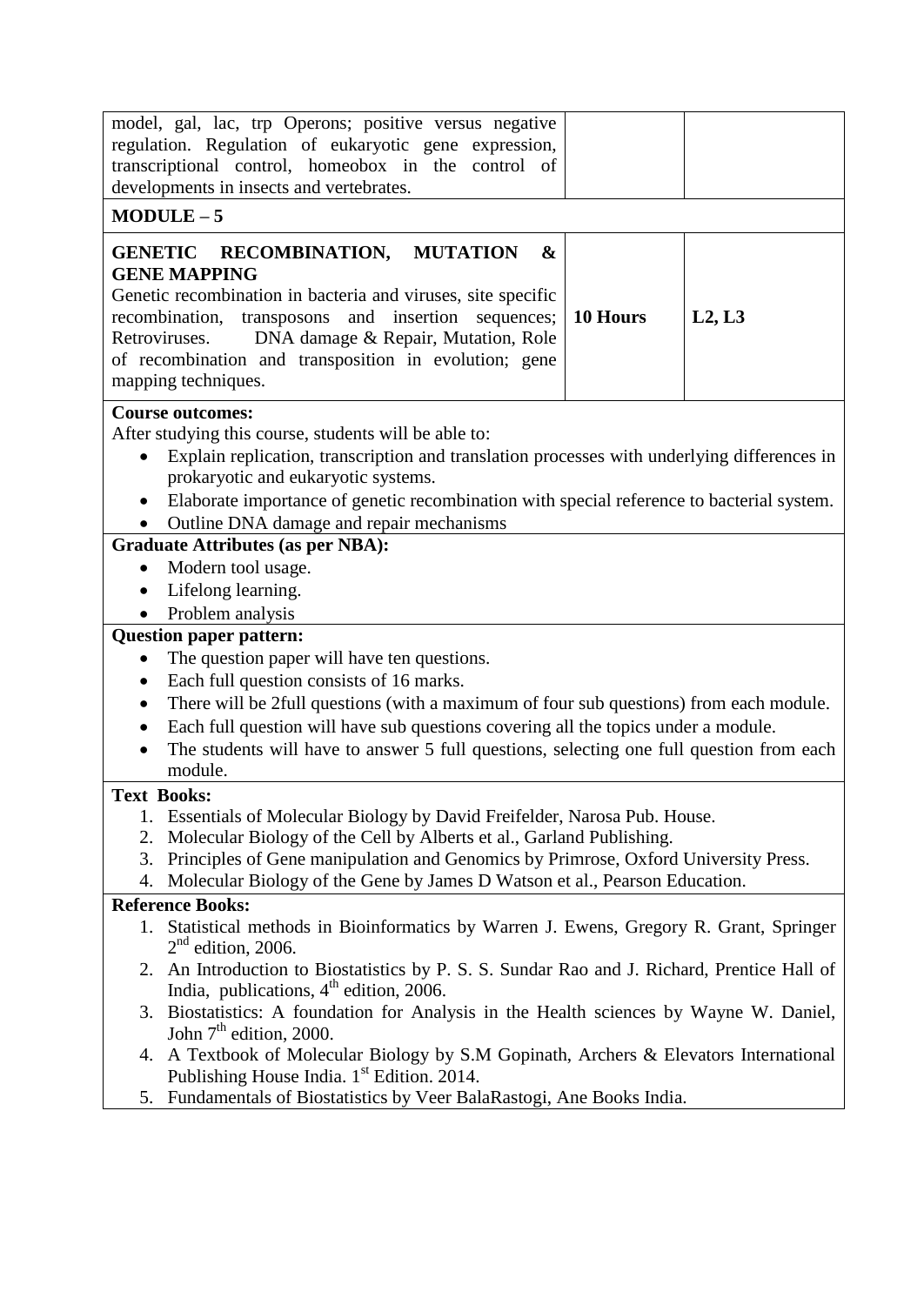| | | |
|---|---|---|
| model, gal, lac, trp Operons; positive versus negative regulation. Regulation of eukaryotic gene expression, transcriptional control, homeobox in the control of developments in insects and vertebrates. | | |
| **MODULE – 5** | | |
| **GENETIC RECOMBINATION, MUTATION & GENE MAPPING** Genetic recombination in bacteria and viruses, site specific recombination, transposons and insertion sequences; Retroviruses. DNA damage & Repair, Mutation, Role of recombination and transposition in evolution; gene mapping techniques. | **10 Hours** | **L2, L3** |

**Course outcomes:**

After studying this course, students will be able to:

- Explain replication, transcription and translation processes with underlying differences in prokaryotic and eukaryotic systems.
- Elaborate importance of genetic recombination with special reference to bacterial system.
- Outline DNA damage and repair mechanisms

**Graduate Attributes (as per NBA):**

- Modern tool usage.
- Lifelong learning.
- Problem analysis

**Question paper pattern:**

- The question paper will have ten questions.
- Each full question consists of 16 marks.
- There will be 2full questions (with a maximum of four sub questions) from each module.
- Each full question will have sub questions covering all the topics under a module.
- The students will have to answer 5 full questions, selecting one full question from each module.

**Text Books:**

1. Essentials of Molecular Biology by David Freifelder, Narosa Pub. House.
2. Molecular Biology of the Cell by Alberts et al., Garland Publishing.
3. Principles of Gene manipulation and Genomics by Primrose, Oxford University Press.
4. Molecular Biology of the Gene by James D Watson et al., Pearson Education.

**Reference Books:**

1. Statistical methods in Bioinformatics by Warren J. Ewens, Gregory R. Grant, Springer 2nd edition, 2006.
2. An Introduction to Biostatistics by P. S. S. Sundar Rao and J. Richard, Prentice Hall of India, publications, 4th edition, 2006.
3. Biostatistics: A foundation for Analysis in the Health sciences by Wayne W. Daniel, John 7th edition, 2000.
4. A Textbook of Molecular Biology by S.M Gopinath, Archers & Elevators International Publishing House India. 1st Edition. 2014.
5. Fundamentals of Biostatistics by Veer BalaRastogi, Ane Books India.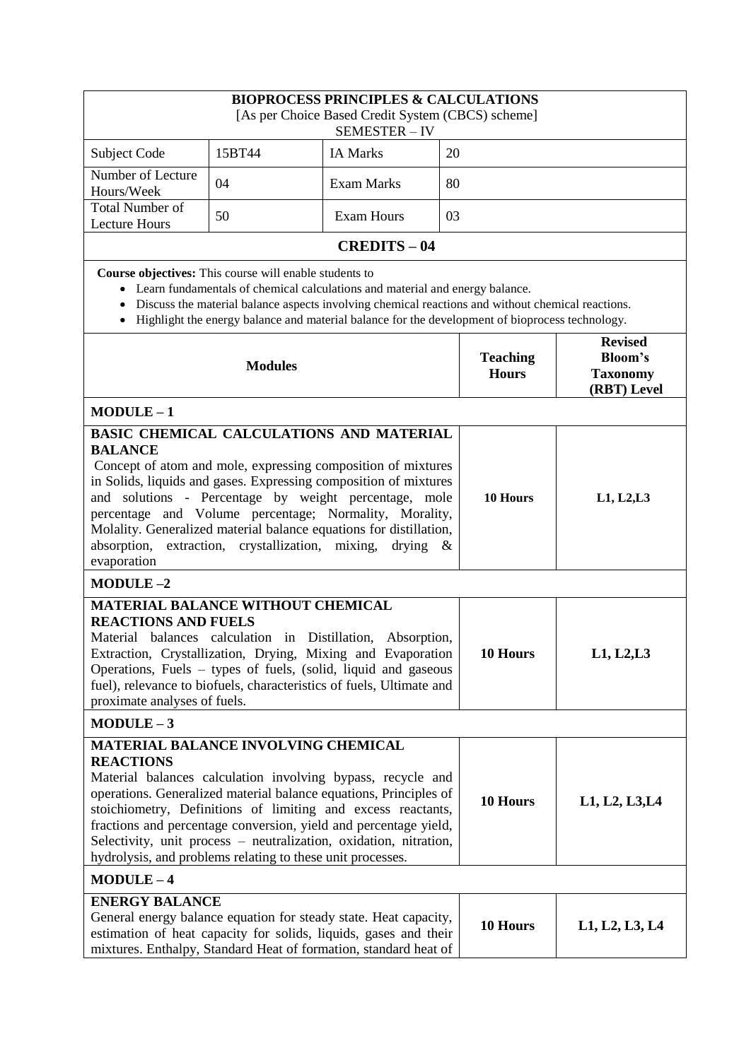| **BIOPROCESS PRINCIPLES & CALCULATIONS**<br>[As per Choice Based Credit System (CBCS) scheme]<br>SEMESTER – IV | | | |
|---|---|---|---|
| Subject Code | 15BT44 | IA Marks | 20 |
| Number of Lecture Hours/Week | 04 | Exam Marks | 80 |
| Total Number of Lecture Hours | 50 | Exam Hours | 03 |
| **CREDITS – 04** | | | |

**Course objectives:** This course will enable students to

- Learn fundamentals of chemical calculations and material and energy balance.
- Discuss the material balance aspects involving chemical reactions and without chemical reactions.
- Highlight the energy balance and material balance for the development of bioprocess technology.

| **Modules** | **Teaching Hours** | **Revised Bloom's Taxonomy (RBT) Level** |
|---|---|---|
| **MODULE – 1** | | |
| **BASIC CHEMICAL CALCULATIONS AND MATERIAL BALANCE**<br>Concept of atom and mole, expressing composition of mixtures in Solids, liquids and gases. Expressing composition of mixtures and solutions - Percentage by weight percentage, mole percentage and Volume percentage; Normality, Morality, Molality. Generalized material balance equations for distillation, absorption, extraction, crystallization, mixing, drying & evaporation | **10 Hours** | **L1, L2,L3** |
| **MODULE –2** | | |
| **MATERIAL BALANCE WITHOUT CHEMICAL REACTIONS AND FUELS**<br>Material balances calculation in Distillation, Absorption, Extraction, Crystallization, Drying, Mixing and Evaporation Operations, Fuels – types of fuels, (solid, liquid and gaseous fuel), relevance to biofuels, characteristics of fuels, Ultimate and proximate analyses of fuels. | **10 Hours** | **L1, L2,L3** |
| **MODULE – 3** | | |
| **MATERIAL BALANCE INVOLVING CHEMICAL REACTIONS**<br>Material balances calculation involving bypass, recycle and operations. Generalized material balance equations, Principles of stoichiometry, Definitions of limiting and excess reactants, fractions and percentage conversion, yield and percentage yield, Selectivity, unit process – neutralization, oxidation, nitration, hydrolysis, and problems relating to these unit processes. | **10 Hours** | **L1, L2, L3,L4** |
| **MODULE – 4** | | |
| **ENERGY BALANCE**<br>General energy balance equation for steady state. Heat capacity, estimation of heat capacity for solids, liquids, gases and their mixtures. Enthalpy, Standard Heat of formation, standard heat of | **10 Hours** | **L1, L2, L3, L4** |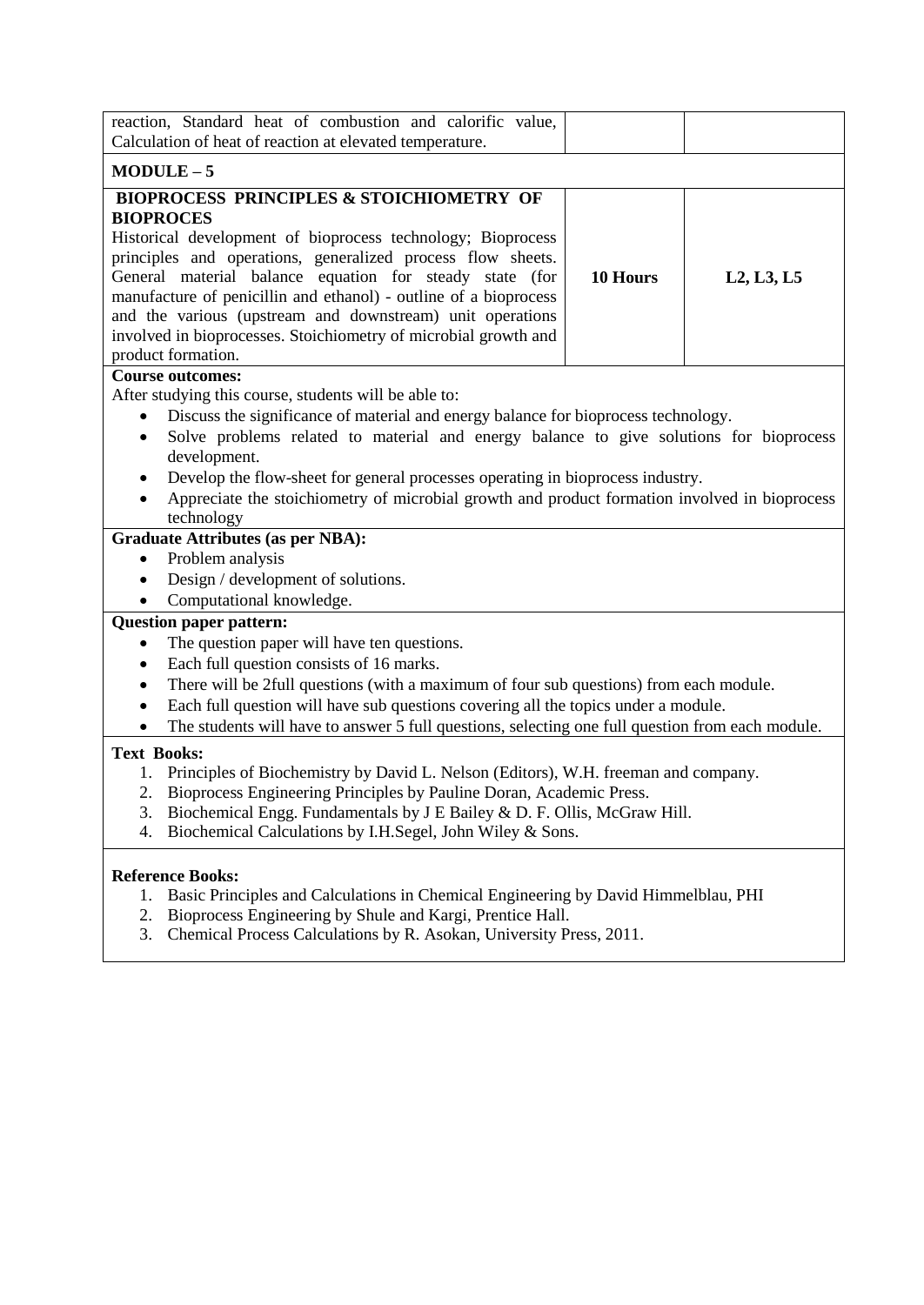| | | |
|---|---|---|
| reaction, Standard heat of combustion and calorific value, Calculation of heat of reaction at elevated temperature. | | |
| **MODULE – 5** | | |
| **BIOPROCESS PRINCIPLES & STOICHIOMETRY OF BIOPROCES** Historical development of bioprocess technology; Bioprocess principles and operations, generalized process flow sheets. General material balance equation for steady state (for manufacture of penicillin and ethanol) - outline of a bioprocess and the various (upstream and downstream) unit operations involved in bioprocesses. Stoichiometry of microbial growth and product formation. | **10 Hours** | **L2, L3, L5** |

**Course outcomes:**

After studying this course, students will be able to:

- Discuss the significance of material and energy balance for bioprocess technology.
- Solve problems related to material and energy balance to give solutions for bioprocess development.
- Develop the flow-sheet for general processes operating in bioprocess industry.
- Appreciate the stoichiometry of microbial growth and product formation involved in bioprocess technology

**Graduate Attributes (as per NBA):**

- Problem analysis
- Design / development of solutions.
- Computational knowledge.

**Question paper pattern:**

- The question paper will have ten questions.
- Each full question consists of 16 marks.
- There will be 2full questions (with a maximum of four sub questions) from each module.
- Each full question will have sub questions covering all the topics under a module.
- The students will have to answer 5 full questions, selecting one full question from each module.

**Text Books:**

1. Principles of Biochemistry by David L. Nelson (Editors), W.H. freeman and company.
2. Bioprocess Engineering Principles by Pauline Doran, Academic Press.
3. Biochemical Engg. Fundamentals by J E Bailey & D. F. Ollis, McGraw Hill.
4. Biochemical Calculations by I.H.Segel, John Wiley & Sons.

**Reference Books:**

1. Basic Principles and Calculations in Chemical Engineering by David Himmelblau, PHI
2. Bioprocess Engineering by Shule and Kargi, Prentice Hall.
3. Chemical Process Calculations by R. Asokan, University Press, 2011.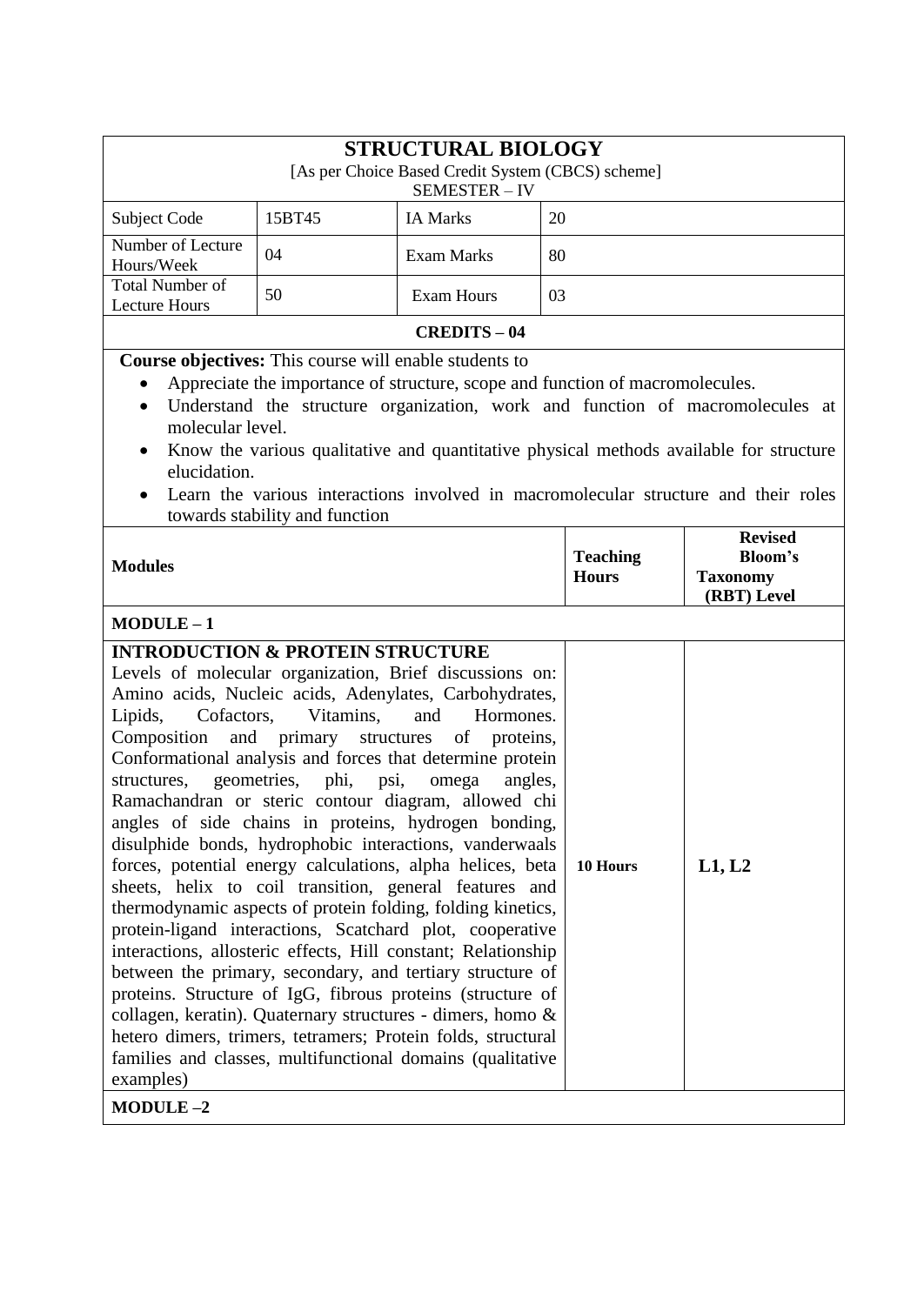# STRUCTURAL BIOLOGY

[As per Choice Based Credit System (CBCS) scheme]
SEMESTER – IV

| Subject Code | 15BT45 | IA Marks | 20 |
|---|---|---|---|
| Number of Lecture Hours/Week | 04 | Exam Marks | 80 |
| Total Number of Lecture Hours | 50 | Exam Hours | 03 |

**CREDITS – 04**

**Course objectives:** This course will enable students to

- Appreciate the importance of structure, scope and function of macromolecules.
- Understand the structure organization, work and function of macromolecules at molecular level.
- Know the various qualitative and quantitative physical methods available for structure elucidation.
- Learn the various interactions involved in macromolecular structure and their roles towards stability and function

| Modules | Teaching Hours | Revised Bloom's Taxonomy (RBT) Level |
|---|---|---|
| **MODULE – 1** | | |
| **INTRODUCTION & PROTEIN STRUCTURE** Levels of molecular organization, Brief discussions on: Amino acids, Nucleic acids, Adenylates, Carbohydrates, Lipids, Cofactors, Vitamins, and Hormones. Composition and primary structures of proteins, Conformational analysis and forces that determine protein structures, geometries, phi, psi, omega angles, Ramachandran or steric contour diagram, allowed chi angles of side chains in proteins, hydrogen bonding, disulphide bonds, hydrophobic interactions, vanderwaals forces, potential energy calculations, alpha helices, beta sheets, helix to coil transition, general features and thermodynamic aspects of protein folding, folding kinetics, protein-ligand interactions, Scatchard plot, cooperative interactions, allosteric effects, Hill constant; Relationship between the primary, secondary, and tertiary structure of proteins. Structure of IgG, fibrous proteins (structure of collagen, keratin). Quaternary structures - dimers, homo & hetero dimers, trimers, tetramers; Protein folds, structural families and classes, multifunctional domains (qualitative examples) | **10 Hours** | **L1, L2** |
| **MODULE –2** | | |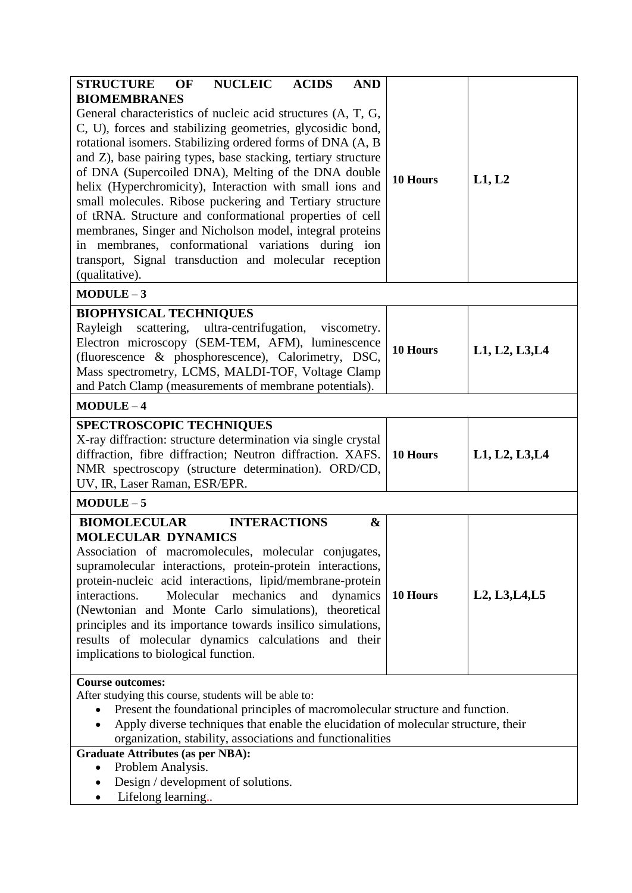| | | |
|---|---|---|
| **STRUCTURE OF NUCLEIC ACIDS AND BIOMEMBRANES**<br>General characteristics of nucleic acid structures (A, T, G, C, U), forces and stabilizing geometries, glycosidic bond, rotational isomers. Stabilizing ordered forms of DNA (A, B and Z), base pairing types, base stacking, tertiary structure of DNA (Supercoiled DNA), Melting of the DNA double helix (Hyperchromicity), Interaction with small ions and small molecules. Ribose puckering and Tertiary structure of tRNA. Structure and conformational properties of cell membranes, Singer and Nicholson model, integral proteins in membranes, conformational variations during ion transport, Signal transduction and molecular reception (qualitative). | **10 Hours** | **L1, L2** |
| **MODULE – 3** | | |
| **BIOPHYSICAL TECHNIQUES**<br>Rayleigh scattering, ultra-centrifugation, viscometry. Electron microscopy (SEM-TEM, AFM), luminescence (fluorescence & phosphorescence), Calorimetry, DSC, Mass spectrometry, LCMS, MALDI-TOF, Voltage Clamp and Patch Clamp (measurements of membrane potentials). | **10 Hours** | **L1, L2, L3,L4** |
| **MODULE – 4** | | |
| **SPECTROSCOPIC TECHNIQUES**<br>X-ray diffraction: structure determination via single crystal diffraction, fibre diffraction; Neutron diffraction. XAFS. NMR spectroscopy (structure determination). ORD/CD, UV, IR, Laser Raman, ESR/EPR. | **10 Hours** | **L1, L2, L3,L4** |
| **MODULE – 5** | | |
| **BIOMOLECULAR INTERACTIONS & MOLECULAR DYNAMICS**<br>Association of macromolecules, molecular conjugates, supramolecular interactions, protein-protein interactions, protein-nucleic acid interactions, lipid/membrane-protein interactions. Molecular mechanics and dynamics (Newtonian and Monte Carlo simulations), theoretical principles and its importance towards insilico simulations, results of molecular dynamics calculations and their implications to biological function. | **10 Hours** | **L2, L3,L4,L5** |

**Course outcomes:**

After studying this course, students will be able to:

- Present the foundational principles of macromolecular structure and function.
- Apply diverse techniques that enable the elucidation of molecular structure, their organization, stability, associations and functionalities

**Graduate Attributes (as per NBA):**

- Problem Analysis.
- Design / development of solutions.
- Lifelong learning..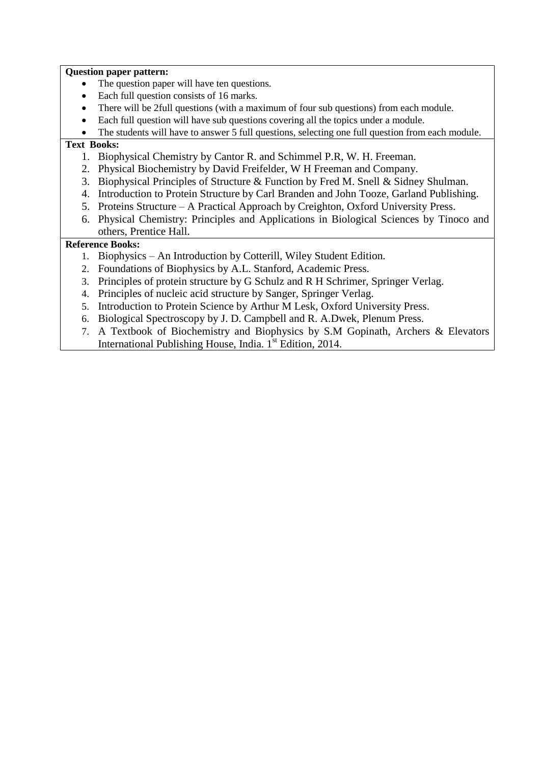**Question paper pattern:**

- The question paper will have ten questions.
- Each full question consists of 16 marks.
- There will be 2full questions (with a maximum of four sub questions) from each module.
- Each full question will have sub questions covering all the topics under a module.
- The students will have to answer 5 full questions, selecting one full question from each module.

**Text Books:**

1. Biophysical Chemistry by Cantor R. and Schimmel P.R, W. H. Freeman.
2. Physical Biochemistry by David Freifelder, W H Freeman and Company.
3. Biophysical Principles of Structure & Function by Fred M. Snell & Sidney Shulman.
4. Introduction to Protein Structure by Carl Branden and John Tooze, Garland Publishing.
5. Proteins Structure – A Practical Approach by Creighton, Oxford University Press.
6. Physical Chemistry: Principles and Applications in Biological Sciences by Tinoco and others, Prentice Hall.

**Reference Books:**

1. Biophysics – An Introduction by Cotterill, Wiley Student Edition.
2. Foundations of Biophysics by A.L. Stanford, Academic Press.
3. Principles of protein structure by G Schulz and R H Schrimer, Springer Verlag.
4. Principles of nucleic acid structure by Sanger, Springer Verlag.
5. Introduction to Protein Science by Arthur M Lesk, Oxford University Press.
6. Biological Spectroscopy by J. D. Campbell and R. A.Dwek, Plenum Press.
7. A Textbook of Biochemistry and Biophysics by S.M Gopinath, Archers & Elevators International Publishing House, India. 1st Edition, 2014.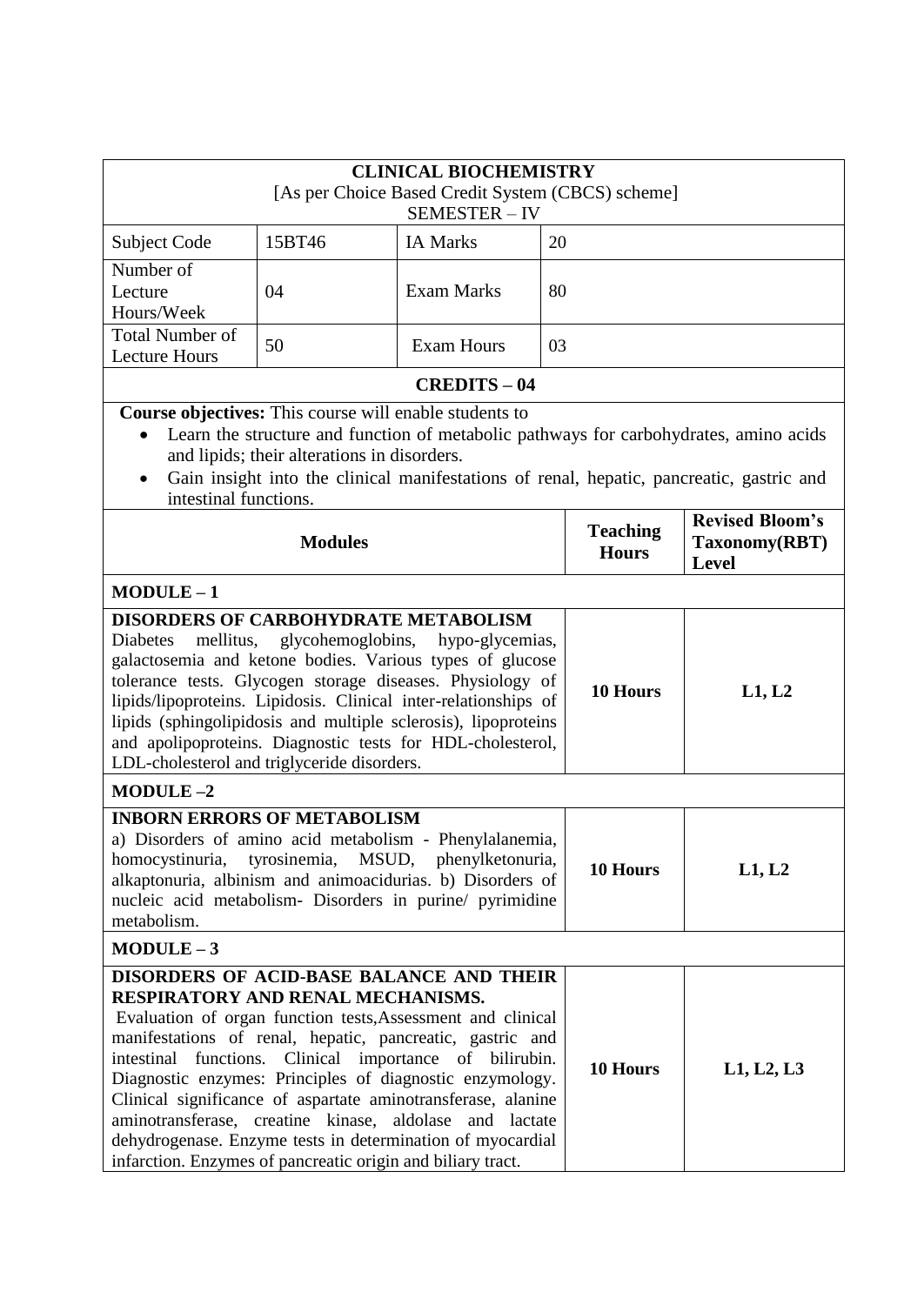## CLINICAL BIOCHEMISTRY

[As per Choice Based Credit System (CBCS) scheme]

SEMESTER – IV

| Subject Code | 15BT46 | IA Marks | 20 |
|---|---|---|---|
| Number of Lecture Hours/Week | 04 | Exam Marks | 80 |
| Total Number of Lecture Hours | 50 | Exam Hours | 03 |

**CREDITS – 04**

**Course objectives:** This course will enable students to

- Learn the structure and function of metabolic pathways for carbohydrates, amino acids and lipids; their alterations in disorders.
- Gain insight into the clinical manifestations of renal, hepatic, pancreatic, gastric and intestinal functions.

| Modules | Teaching Hours | Revised Bloom's Taxonomy(RBT) Level |
|---|---|---|
| **MODULE – 1** | | |
| **DISORDERS OF CARBOHYDRATE METABOLISM** Diabetes mellitus, glycohemoglobins, hypo-glycemias, galactosemia and ketone bodies. Various types of glucose tolerance tests. Glycogen storage diseases. Physiology of lipids/lipoproteins. Lipidosis. Clinical inter-relationships of lipids (sphingolipidosis and multiple sclerosis), lipoproteins and apolipoproteins. Diagnostic tests for HDL-cholesterol, LDL-cholesterol and triglyceride disorders. | **10 Hours** | **L1, L2** |
| **MODULE –2** | | |
| **INBORN ERRORS OF METABOLISM** a) Disorders of amino acid metabolism - Phenylalanemia, homocystinuria, tyrosinemia, MSUD, phenylketonuria, alkaptonuria, albinism and animoacidurias. b) Disorders of nucleic acid metabolism- Disorders in purine/ pyrimidine metabolism. | **10 Hours** | **L1, L2** |
| **MODULE – 3** | | |
| **DISORDERS OF ACID-BASE BALANCE AND THEIR RESPIRATORY AND RENAL MECHANISMS.** Evaluation of organ function tests,Assessment and clinical manifestations of renal, hepatic, pancreatic, gastric and intestinal functions. Clinical importance of bilirubin. Diagnostic enzymes: Principles of diagnostic enzymology. Clinical significance of aspartate aminotransferase, alanine aminotransferase, creatine kinase, aldolase and lactate dehydrogenase. Enzyme tests in determination of myocardial infarction. Enzymes of pancreatic origin and biliary tract. | **10 Hours** | **L1, L2, L3** |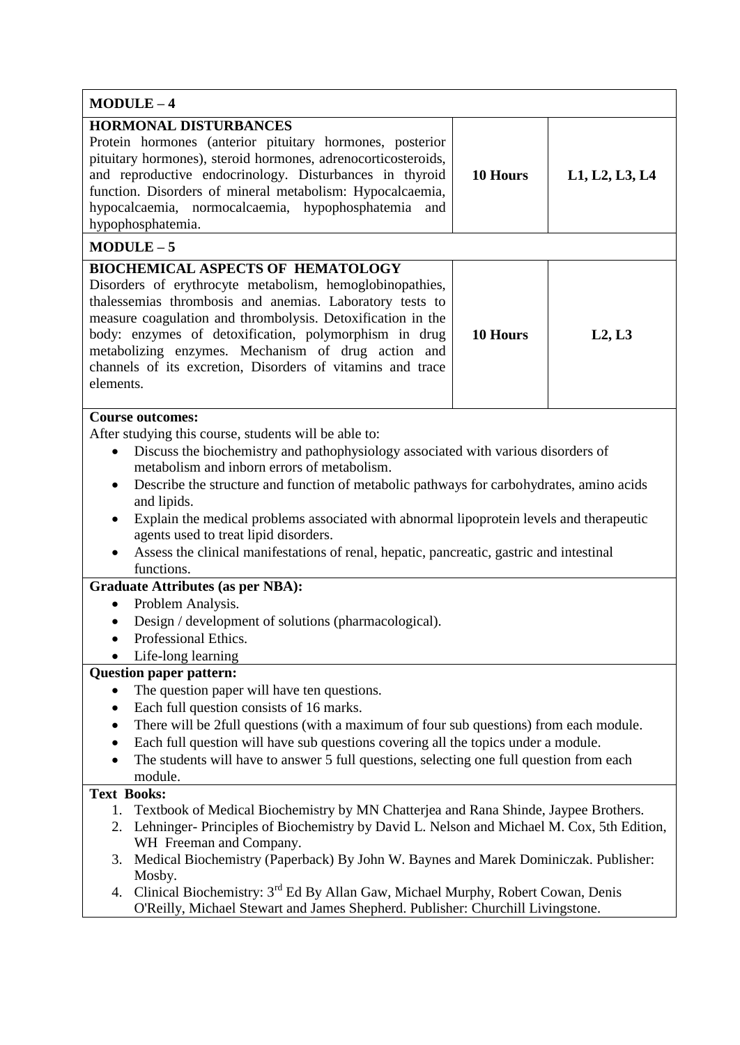| MODULE – 4 | | |
|---|---|---|
| **HORMONAL DISTURBANCES**<br>Protein hormones (anterior pituitary hormones, posterior pituitary hormones), steroid hormones, adrenocorticosteroids, and reproductive endocrinology. Disturbances in thyroid function. Disorders of mineral metabolism: Hypocalcaemia, hypocalcaemia, normocalcaemia, hypophosphatemia and hypophosphatemia. | **10 Hours** | **L1, L2, L3, L4** |
| **MODULE – 5** | | |
| **BIOCHEMICAL ASPECTS OF HEMATOLOGY**<br>Disorders of erythrocyte metabolism, hemoglobinopathies, thalessemias thrombosis and anemias. Laboratory tests to measure coagulation and thrombolysis. Detoxification in the body: enzymes of detoxification, polymorphism in drug metabolizing enzymes. Mechanism of drug action and channels of its excretion, Disorders of vitamins and trace elements. | **10 Hours** | **L2, L3** |

**Course outcomes:**

After studying this course, students will be able to:

- Discuss the biochemistry and pathophysiology associated with various disorders of metabolism and inborn errors of metabolism.
- Describe the structure and function of metabolic pathways for carbohydrates, amino acids and lipids.
- Explain the medical problems associated with abnormal lipoprotein levels and therapeutic agents used to treat lipid disorders.
- Assess the clinical manifestations of renal, hepatic, pancreatic, gastric and intestinal functions.

**Graduate Attributes (as per NBA):**

- Problem Analysis.
- Design / development of solutions (pharmacological).
- Professional Ethics.
- Life-long learning

**Question paper pattern:**

- The question paper will have ten questions.
- Each full question consists of 16 marks.
- There will be 2full questions (with a maximum of four sub questions) from each module.
- Each full question will have sub questions covering all the topics under a module.
- The students will have to answer 5 full questions, selecting one full question from each module.

**Text Books:**

1. Textbook of Medical Biochemistry by MN Chatterjea and Rana Shinde, Jaypee Brothers.
2. Lehninger- Principles of Biochemistry by David L. Nelson and Michael M. Cox, 5th Edition, WH Freeman and Company.
3. Medical Biochemistry (Paperback) By John W. Baynes and Marek Dominiczak. Publisher: Mosby.
4. Clinical Biochemistry: 3rd Ed By Allan Gaw, Michael Murphy, Robert Cowan, Denis O'Reilly, Michael Stewart and James Shepherd. Publisher: Churchill Livingstone.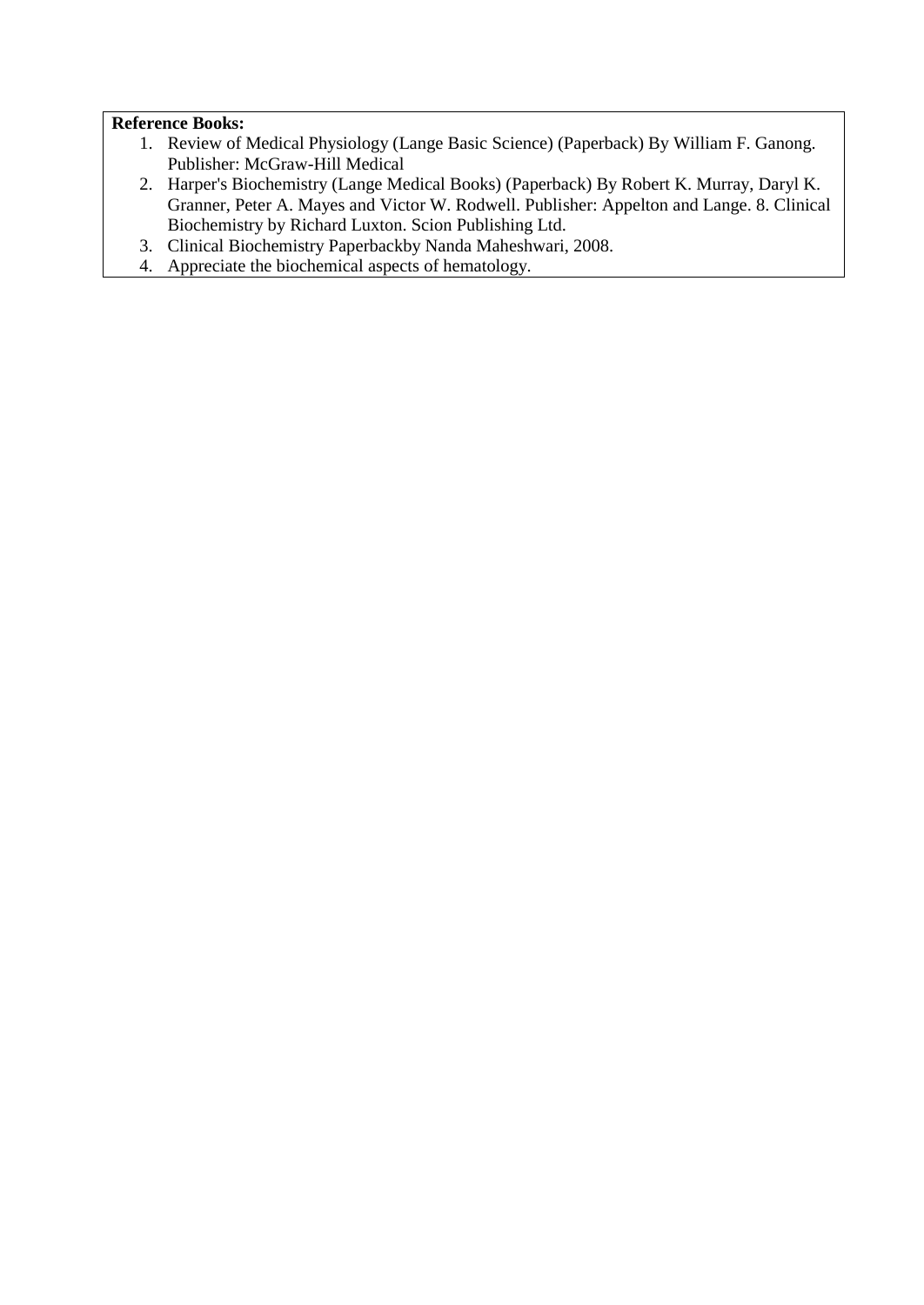**Reference Books:**

1. Review of Medical Physiology (Lange Basic Science) (Paperback) By William F. Ganong. Publisher: McGraw-Hill Medical
2. Harper's Biochemistry (Lange Medical Books) (Paperback) By Robert K. Murray, Daryl K. Granner, Peter A. Mayes and Victor W. Rodwell. Publisher: Appelton and Lange. 8. Clinical Biochemistry by Richard Luxton. Scion Publishing Ltd.
3. Clinical Biochemistry Paperbackby Nanda Maheshwari, 2008.
4. Appreciate the biochemical aspects of hematology.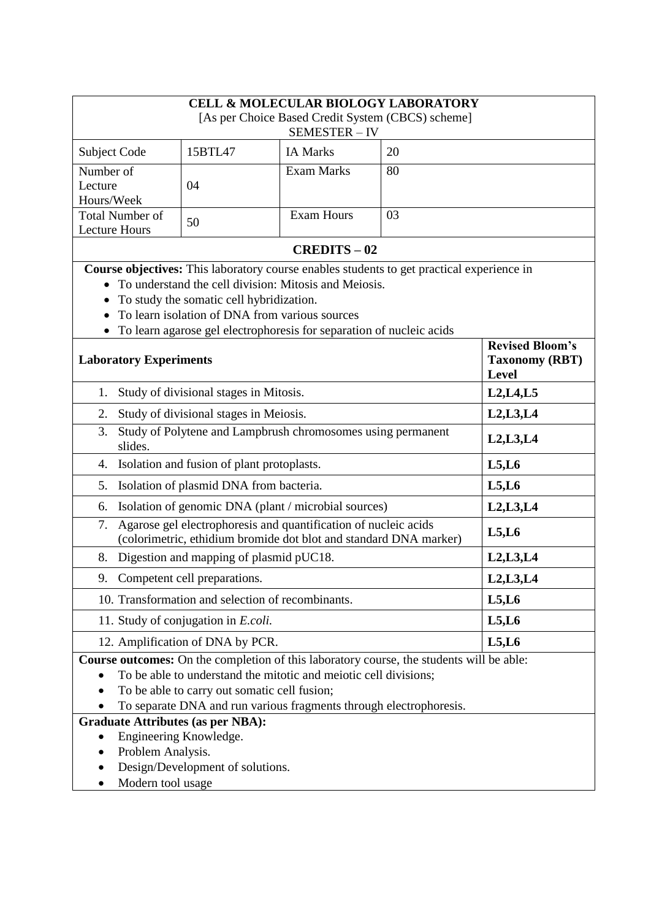**CELL & MOLECULAR BIOLOGY LABORATORY**
[As per Choice Based Credit System (CBCS) scheme]
SEMESTER – IV

| Subject Code | 15BTL47 | IA Marks | 20 |
|---|---|---|---|
| Number of Lecture Hours/Week | 04 | Exam Marks | 80 |
| Total Number of Lecture Hours | 50 | Exam Hours | 03 |

**CREDITS – 02**

**Course objectives:** This laboratory course enables students to get practical experience in

- To understand the cell division: Mitosis and Meiosis.
- To study the somatic cell hybridization.
- To learn isolation of DNA from various sources
- To learn agarose gel electrophoresis for separation of nucleic acids

| Laboratory Experiments | Revised Bloom's Taxonomy (RBT) Level |
|---|---|
| 1. Study of divisional stages in Mitosis. | L2,L4,L5 |
| 2. Study of divisional stages in Meiosis. | L2,L3,L4 |
| 3. Study of Polytene and Lampbrush chromosomes using permanent slides. | L2,L3,L4 |
| 4. Isolation and fusion of plant protoplasts. | L5,L6 |
| 5. Isolation of plasmid DNA from bacteria. | L5,L6 |
| 6. Isolation of genomic DNA (plant / microbial sources) | L2,L3,L4 |
| 7. Agarose gel electrophoresis and quantification of nucleic acids (colorimetric, ethidium bromide dot blot and standard DNA marker) | L5,L6 |
| 8. Digestion and mapping of plasmid pUC18. | L2,L3,L4 |
| 9. Competent cell preparations. | L2,L3,L4 |
| 10. Transformation and selection of recombinants. | L5,L6 |
| 11. Study of conjugation in *E.coli.* | L5,L6 |
| 12. Amplification of DNA by PCR. | L5,L6 |

**Course outcomes:** On the completion of this laboratory course, the students will be able:

- To be able to understand the mitotic and meiotic cell divisions;
- To be able to carry out somatic cell fusion;
- To separate DNA and run various fragments through electrophoresis.

**Graduate Attributes (as per NBA):**

- Engineering Knowledge.
- Problem Analysis.
- Design/Development of solutions.
- Modern tool usage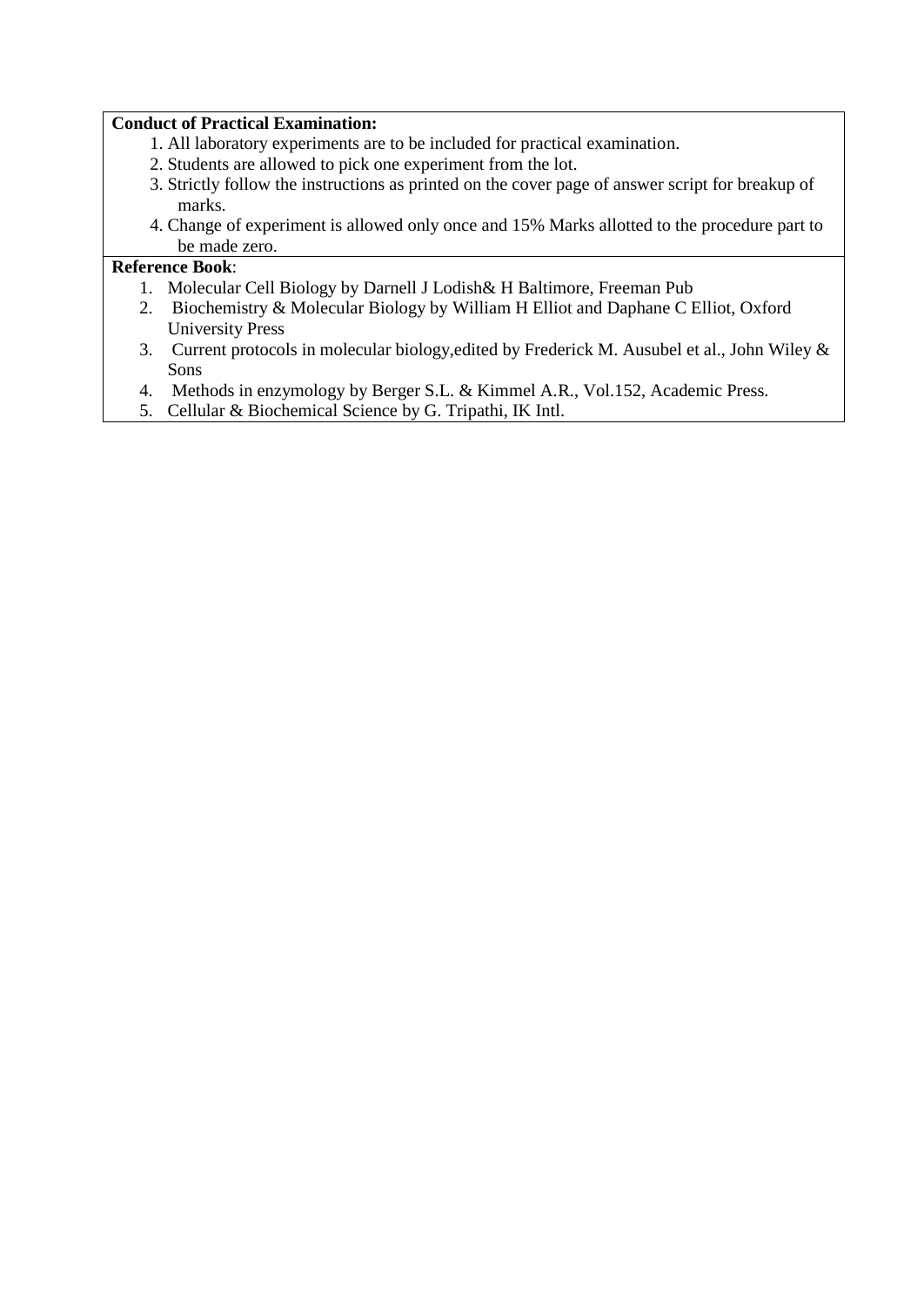**Conduct of Practical Examination:**

1. All laboratory experiments are to be included for practical examination.
2. Students are allowed to pick one experiment from the lot.
3. Strictly follow the instructions as printed on the cover page of answer script for breakup of marks.
4. Change of experiment is allowed only once and 15% Marks allotted to the procedure part to be made zero.

**Reference Book**:

1. Molecular Cell Biology by Darnell J Lodish& H Baltimore, Freeman Pub
2. Biochemistry & Molecular Biology by William H Elliot and Daphane C Elliot, Oxford University Press
3. Current protocols in molecular biology,edited by Frederick M. Ausubel et al., John Wiley & Sons
4. Methods in enzymology by Berger S.L. & Kimmel A.R., Vol.152, Academic Press.
5. Cellular & Biochemical Science by G. Tripathi, IK Intl.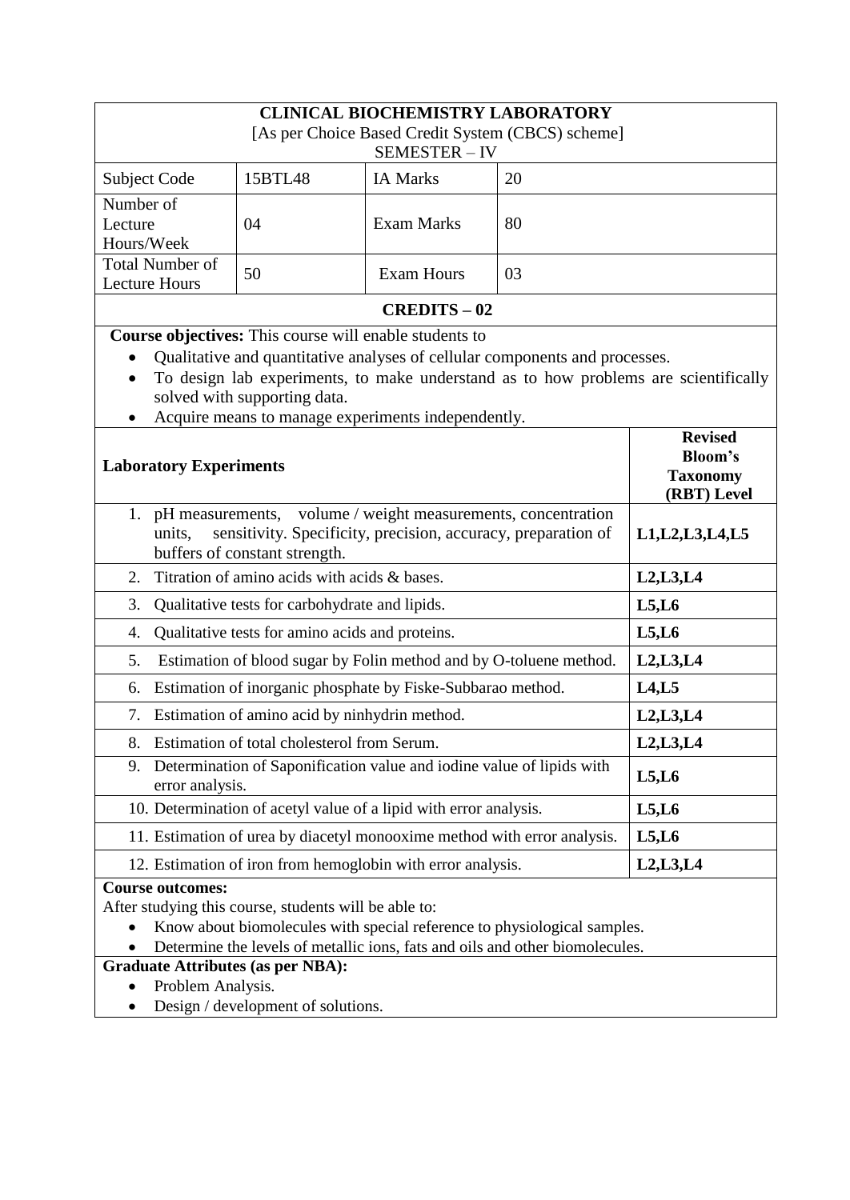## CLINICAL BIOCHEMISTRY LABORATORY

[As per Choice Based Credit System (CBCS) scheme]

SEMESTER – IV

| Subject Code | 15BTL48 | IA Marks | 20 |
|---|---|---|---|
| Number of Lecture Hours/Week | 04 | Exam Marks | 80 |
| Total Number of Lecture Hours | 50 | Exam Hours | 03 |

**CREDITS – 02**

**Course objectives:** This course will enable students to

- Qualitative and quantitative analyses of cellular components and processes.
- To design lab experiments, to make understand as to how problems are scientifically solved with supporting data.
- Acquire means to manage experiments independently.

| **Laboratory Experiments** | **Revised Bloom's Taxonomy (RBT) Level** |
|---|---|
| 1. pH measurements, volume / weight measurements, concentration units, sensitivity. Specificity, precision, accuracy, preparation of buffers of constant strength. | **L1,L2,L3,L4,L5** |
| 2. Titration of amino acids with acids & bases. | **L2,L3,L4** |
| 3. Qualitative tests for carbohydrate and lipids. | **L5,L6** |
| 4. Qualitative tests for amino acids and proteins. | **L5,L6** |
| 5. Estimation of blood sugar by Folin method and by O-toluene method. | **L2,L3,L4** |
| 6. Estimation of inorganic phosphate by Fiske-Subbarao method. | **L4,L5** |
| 7. Estimation of amino acid by ninhydrin method. | **L2,L3,L4** |
| 8. Estimation of total cholesterol from Serum. | **L2,L3,L4** |
| 9. Determination of Saponification value and iodine value of lipids with error analysis. | **L5,L6** |
| 10. Determination of acetyl value of a lipid with error analysis. | **L5,L6** |
| 11. Estimation of urea by diacetyl monooxime method with error analysis. | **L5,L6** |
| 12. Estimation of iron from hemoglobin with error analysis. | **L2,L3,L4** |

**Course outcomes:**

After studying this course, students will be able to:

- Know about biomolecules with special reference to physiological samples.
- Determine the levels of metallic ions, fats and oils and other biomolecules.

**Graduate Attributes (as per NBA):**

- Problem Analysis.
- Design / development of solutions.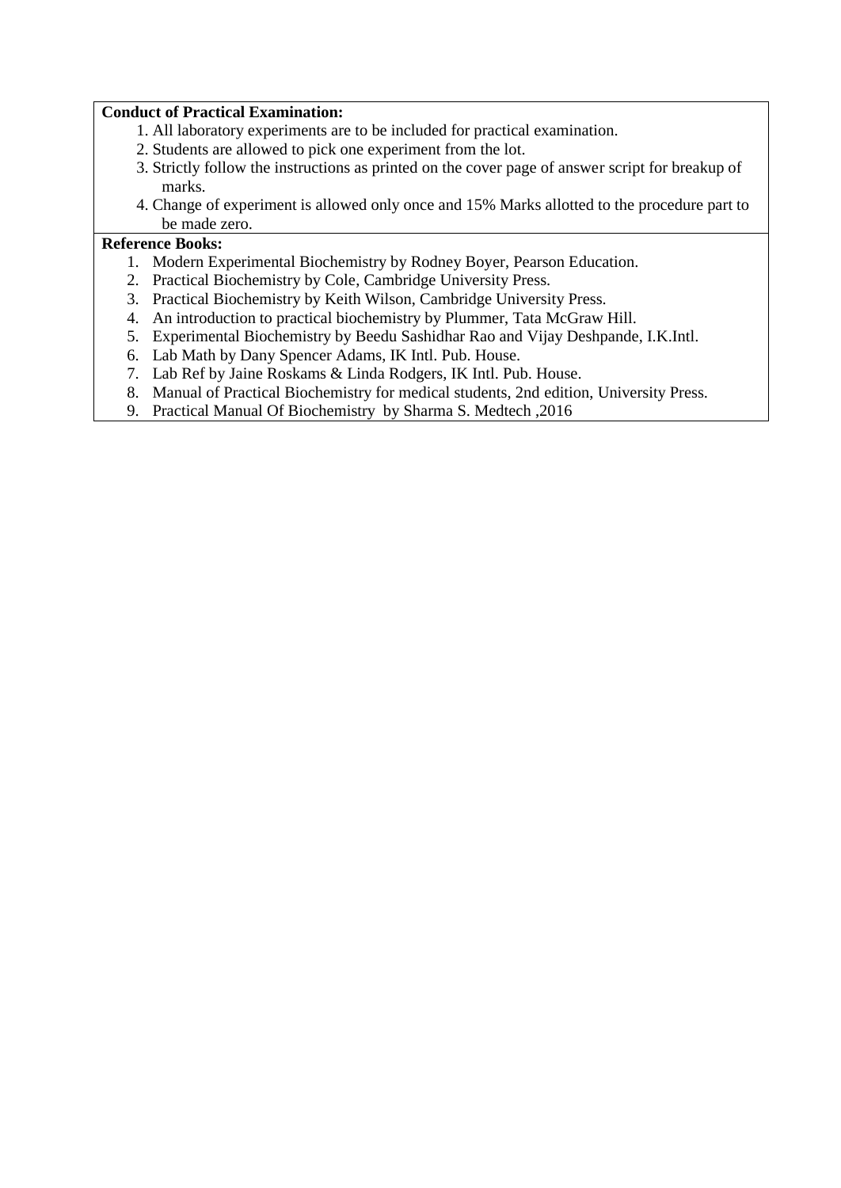**Conduct of Practical Examination:**

1. All laboratory experiments are to be included for practical examination.
2. Students are allowed to pick one experiment from the lot.
3. Strictly follow the instructions as printed on the cover page of answer script for breakup of marks.
4. Change of experiment is allowed only once and 15% Marks allotted to the procedure part to be made zero.

**Reference Books:**

1. Modern Experimental Biochemistry by Rodney Boyer, Pearson Education.
2. Practical Biochemistry by Cole, Cambridge University Press.
3. Practical Biochemistry by Keith Wilson, Cambridge University Press.
4. An introduction to practical biochemistry by Plummer, Tata McGraw Hill.
5. Experimental Biochemistry by Beedu Sashidhar Rao and Vijay Deshpande, I.K.Intl.
6. Lab Math by Dany Spencer Adams, IK Intl. Pub. House.
7. Lab Ref by Jaine Roskams & Linda Rodgers, IK Intl. Pub. House.
8. Manual of Practical Biochemistry for medical students, 2nd edition, University Press.
9. Practical Manual Of Biochemistry by Sharma S. Medtech ,2016